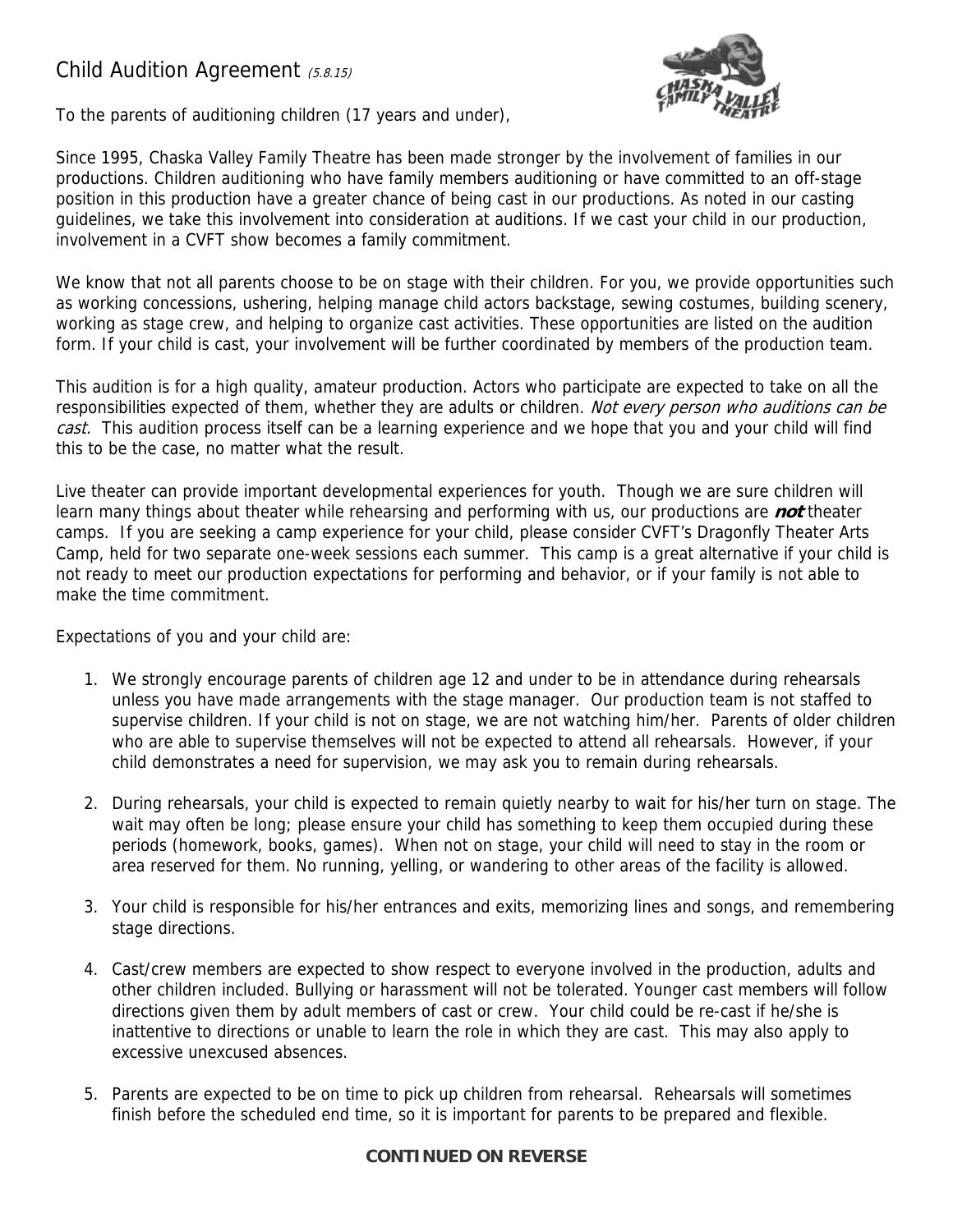# Child Audition Agreement *(5.8.15)*

To the parents of auditioning children (17 years and under),

Since 1995, Chaska Valley Family Theatre has been made stronger by the involvement of families in our productions. Children auditioning who have family members auditioning or have committed to an off-stage position in this production have a greater chance of being cast in our productions. As noted in our casting guidelines, we take this involvement into consideration at auditions. If we cast your child in our production, involvement in a CVFT show becomes a family commitment.

We know that not all parents choose to be on stage with their children. For you, we provide opportunities such as working concessions, ushering, helping manage child actors backstage, sewing costumes, building scenery, working as stage crew, and helping to organize cast activities. These opportunities are listed on the audition form. If your child is cast, your involvement will be further coordinated by members of the production team.

This audition is for a high quality, amateur production. Actors who participate are expected to take on all the responsibilities expected of them, whether they are adults or children. *Not every person who auditions can be cast.* This audition process itself can be a learning experience and we hope that you and your child will find this to be the case, no matter what the result.

Live theater can provide important developmental experiences for youth. Though we are sure children will learn many things about theater while rehearsing and performing with us, our productions are ***not*** theater camps. If you are seeking a camp experience for your child, please consider CVFT's Dragonfly Theater Arts Camp, held for two separate one-week sessions each summer. This camp is a great alternative if your child is not ready to meet our production expectations for performing and behavior, or if your family is not able to make the time commitment.

Expectations of you and your child are:

1. We strongly encourage parents of children age 12 and under to be in attendance during rehearsals unless you have made arrangements with the stage manager. Our production team is not staffed to supervise children. If your child is not on stage, we are not watching him/her. Parents of older children who are able to supervise themselves will not be expected to attend all rehearsals. However, if your child demonstrates a need for supervision, we may ask you to remain during rehearsals.

2. During rehearsals, your child is expected to remain quietly nearby to wait for his/her turn on stage. The wait may often be long; please ensure your child has something to keep them occupied during these periods (homework, books, games). When not on stage, your child will need to stay in the room or area reserved for them. No running, yelling, or wandering to other areas of the facility is allowed.

3. Your child is responsible for his/her entrances and exits, memorizing lines and songs, and remembering stage directions.

4. Cast/crew members are expected to show respect to everyone involved in the production, adults and other children included. Bullying or harassment will not be tolerated. Younger cast members will follow directions given them by adult members of cast or crew. Your child could be re-cast if he/she is inattentive to directions or unable to learn the role in which they are cast. This may also apply to excessive unexcused absences.

5. Parents are expected to be on time to pick up children from rehearsal. Rehearsals will sometimes finish before the scheduled end time, so it is important for parents to be prepared and flexible.

**CONTINUED ON REVERSE**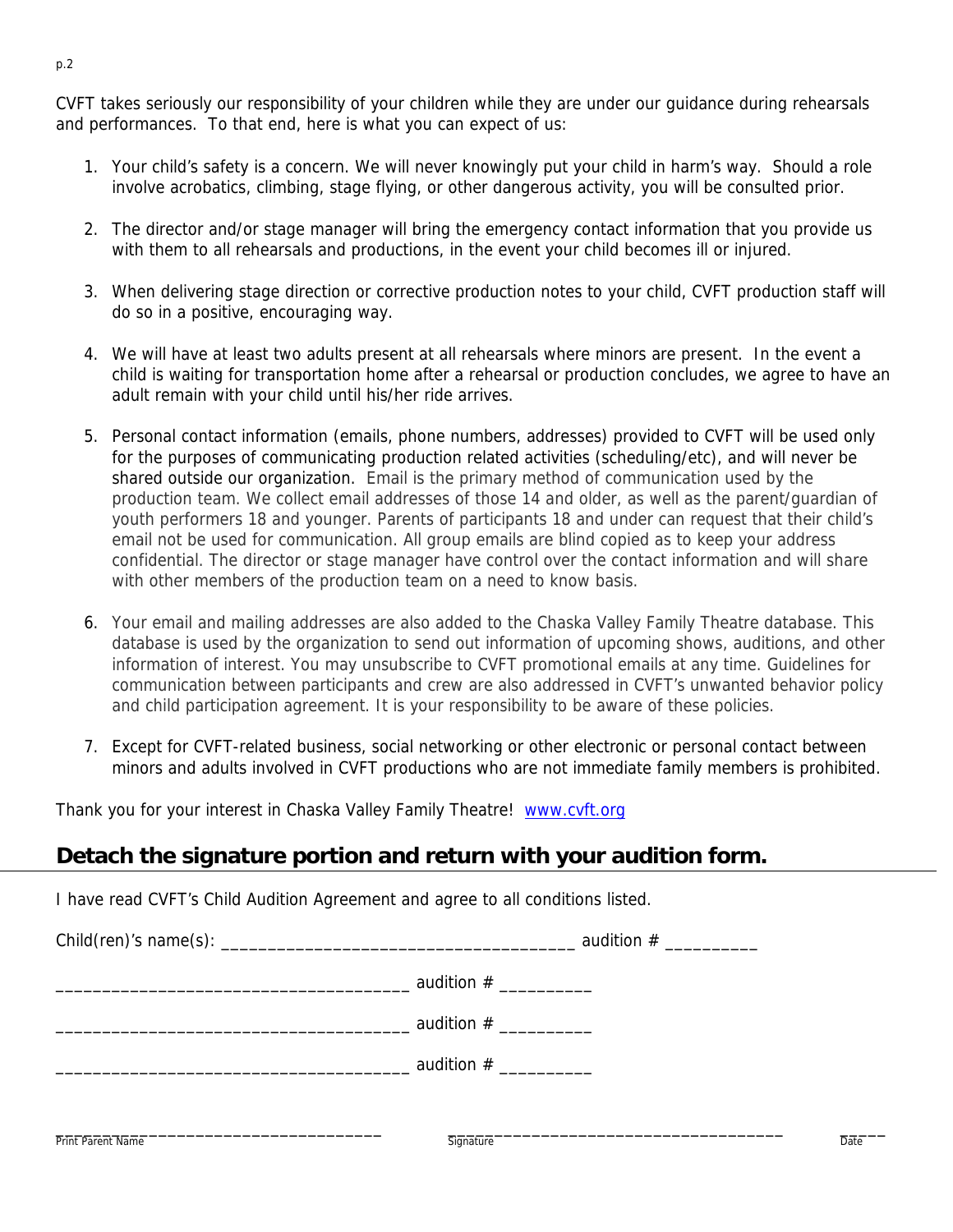CVFT takes seriously our responsibility of your children while they are under our guidance during rehearsals and performances. To that end, here is what you can expect of us:

1. Your child's safety is a concern. We will never knowingly put your child in harm's way. Should a role involve acrobatics, climbing, stage flying, or other dangerous activity, you will be consulted prior.

2. The director and/or stage manager will bring the emergency contact information that you provide us with them to all rehearsals and productions, in the event your child becomes ill or injured.

3. When delivering stage direction or corrective production notes to your child, CVFT production staff will do so in a positive, encouraging way.

4. We will have at least two adults present at all rehearsals where minors are present. In the event a child is waiting for transportation home after a rehearsal or production concludes, we agree to have an adult remain with your child until his/her ride arrives.

5. Personal contact information (emails, phone numbers, addresses) provided to CVFT will be used only for the purposes of communicating production related activities (scheduling/etc), and will never be shared outside our organization. Email is the primary method of communication used by the production team. We collect email addresses of those 14 and older, as well as the parent/guardian of youth performers 18 and younger. Parents of participants 18 and under can request that their child's email not be used for communication. All group emails are blind copied as to keep your address confidential. The director or stage manager have control over the contact information and will share with other members of the production team on a need to know basis.

6. Your email and mailing addresses are also added to the Chaska Valley Family Theatre database. This database is used by the organization to send out information of upcoming shows, auditions, and other information of interest. You may unsubscribe to CVFT promotional emails at any time. Guidelines for communication between participants and crew are also addressed in CVFT's unwanted behavior policy and child participation agreement. It is your responsibility to be aware of these policies.

7. Except for CVFT-related business, social networking or other electronic or personal contact between minors and adults involved in CVFT productions who are not immediate family members is prohibited.

Thank you for your interest in Chaska Valley Family Theatre! www.cvft.org

## Detach the signature portion and return with your audition form.

I have read CVFT's Child Audition Agreement and agree to all conditions listed.

Child(ren)'s name(s): ____________________________________ audition # __________

____________________________________ audition # __________

____________________________________ audition # __________

____________________________________ audition # __________

____________________________________ ____________________________________ ______
Print Parent Name Signature Date